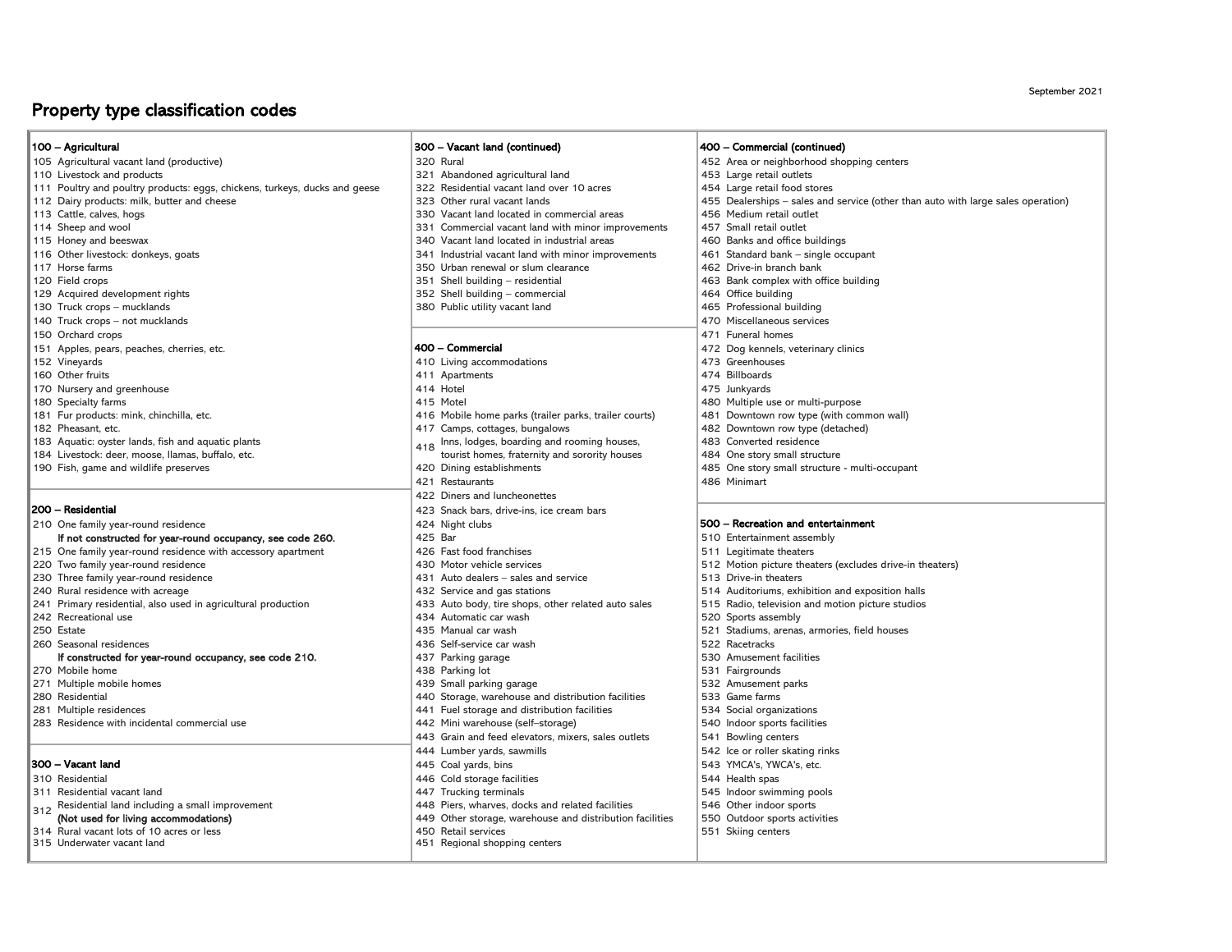# Property type classification codes

September 2021

### 100 – Agricultural

- 105 Agricultural vacant land (productive)
- 110 Livestock and products
- 111 Poultry and poultry products: eggs, chickens, turkeys, ducks and geese
- 112 Dairy products: milk, butter and cheese
- 113 Cattle, calves, hogs
- 114 Sheep and wool
- 115 Honey and beeswax
- 116 Other livestock: donkeys, goats
- 117 Horse farms
- 120 Field crops
- 129 Acquired development rights
- 130 Truck crops – mucklands
- 140 Truck crops – not mucklands
- 150 Orchard crops
- 151 Apples, pears, peaches, cherries, etc.
- 152 Vineyards
- 160 Other fruits
- 170 Nursery and greenhouse
- 180 Specialty farms
- 181 Fur products: mink, chinchilla, etc.
- 182 Pheasant, etc.
- 183 Aquatic: oyster lands, fish and aquatic plants
- 184 Livestock: deer, moose, llamas, buffalo, etc.
- 190 Fish, game and wildlife preserves

### 200 – Residential

- 210 One family year-round residence
  **If not constructed for year-round occupancy, see code 260.**
- 215 One family year-round residence with accessory apartment
- 220 Two family year-round residence
- 230 Three family year-round residence
- 240 Rural residence with acreage
- 241 Primary residential, also used in agricultural production
- 242 Recreational use
- 250 Estate
- 260 Seasonal residences
  **If constructed for year-round occupancy, see code 210.**
- 270 Mobile home
- 271 Multiple mobile homes
- 280 Residential
- 281 Multiple residences
- 283 Residence with incidental commercial use

### 300 – Vacant land

- 310 Residential
- 311 Residential vacant land
- 312 Residential land including a small improvement **(Not used for living accommodations)**
- 314 Rural vacant lots of 10 acres or less
- 315 Underwater vacant land

### 300 – Vacant land (continued)

- 320 Rural
- 321 Abandoned agricultural land
- 322 Residential vacant land over 10 acres
- 323 Other rural vacant lands
- 330 Vacant land located in commercial areas
- 331 Commercial vacant land with minor improvements
- 340 Vacant land located in industrial areas
- 341 Industrial vacant land with minor improvements
- 350 Urban renewal or slum clearance
- 351 Shell building – residential
- 352 Shell building – commercial
- 380 Public utility vacant land

### 400 – Commercial

- 410 Living accommodations
- 411 Apartments
- 414 Hotel
- 415 Motel
- 416 Mobile home parks (trailer parks, trailer courts)
- 417 Camps, cottages, bungalows
- 418 Inns, lodges, boarding and rooming houses, tourist homes, fraternity and sorority houses
- 420 Dining establishments
- 421 Restaurants
- 422 Diners and luncheonettes
- 423 Snack bars, drive-ins, ice cream bars
- 424 Night clubs
- 425 Bar
- 426 Fast food franchises
- 430 Motor vehicle services
- 431 Auto dealers – sales and service
- 432 Service and gas stations
- 433 Auto body, tire shops, other related auto sales
- 434 Automatic car wash
- 435 Manual car wash
- 436 Self-service car wash
- 437 Parking garage
- 438 Parking lot
- 439 Small parking garage
- 440 Storage, warehouse and distribution facilities
- 441 Fuel storage and distribution facilities
- 442 Mini warehouse (self–storage)
- 443 Grain and feed elevators, mixers, sales outlets
- 444 Lumber yards, sawmills
- 445 Coal yards, bins
- 446 Cold storage facilities
- 447 Trucking terminals
- 448 Piers, wharves, docks and related facilities
- 449 Other storage, warehouse and distribution facilities
- 450 Retail services
- 451 Regional shopping centers

### 400 – Commercial (continued)

- 452 Area or neighborhood shopping centers
- 453 Large retail outlets
- 454 Large retail food stores
- 455 Dealerships – sales and service (other than auto with large sales operation)
- 456 Medium retail outlet
- 457 Small retail outlet
- 460 Banks and office buildings
- 461 Standard bank – single occupant
- 462 Drive-in branch bank
- 463 Bank complex with office building
- 464 Office building
- 465 Professional building
- 470 Miscellaneous services
- 471 Funeral homes
- 472 Dog kennels, veterinary clinics
- 473 Greenhouses
- 474 Billboards
- 475 Junkyards
- 480 Multiple use or multi-purpose
- 481 Downtown row type (with common wall)
- 482 Downtown row type (detached)
- 483 Converted residence
- 484 One story small structure
- 485 One story small structure - multi-occupant
- 486 Minimart

### 500 – Recreation and entertainment

- 510 Entertainment assembly
- 511 Legitimate theaters
- 512 Motion picture theaters (excludes drive-in theaters)
- 513 Drive-in theaters
- 514 Auditoriums, exhibition and exposition halls
- 515 Radio, television and motion picture studios
- 520 Sports assembly
- 521 Stadiums, arenas, armories, field houses
- 522 Racetracks
- 530 Amusement facilities
- 531 Fairgrounds
- 532 Amusement parks
- 533 Game farms
- 534 Social organizations
- 540 Indoor sports facilities
- 541 Bowling centers
- 542 Ice or roller skating rinks
- 543 YMCA's, YWCA's, etc.
- 544 Health spas
- 545 Indoor swimming pools
- 546 Other indoor sports
- 550 Outdoor sports activities
- 551 Skiing centers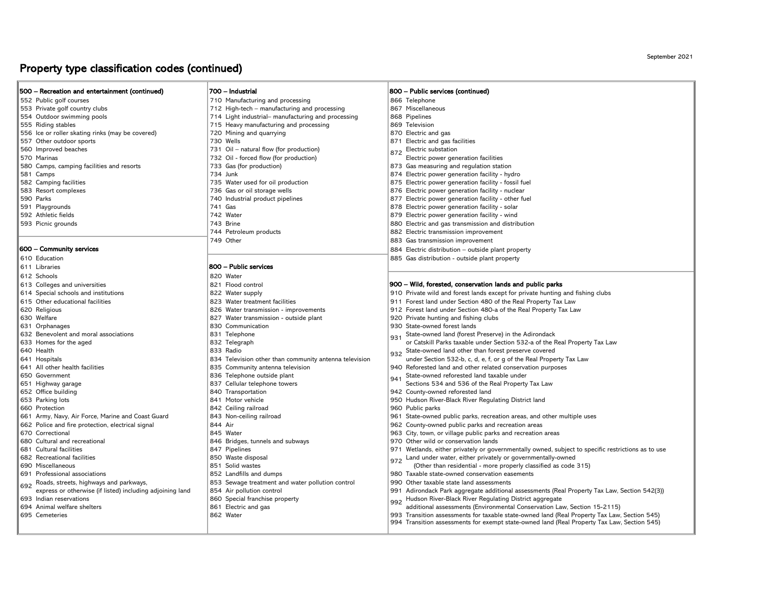## Property type classification codes (continued)

**500 – Recreation and entertainment (continued)**

552 Public golf courses
553 Private golf country clubs
554 Outdoor swimming pools
555 Riding stables
556 Ice or roller skating rinks (may be covered)
557 Other outdoor sports
560 Improved beaches
570 Marinas
580 Camps, camping facilities and resorts
581 Camps
582 Camping facilities
583 Resort complexes
590 Parks
591 Playgrounds
592 Athletic fields
593 Picnic grounds

**600 – Community services**

610 Education
611 Libraries
612 Schools
613 Colleges and universities
614 Special schools and institutions
615 Other educational facilities
620 Religious
630 Welfare
631 Orphanages
632 Benevolent and moral associations
633 Homes for the aged
640 Health
641 Hospitals
641 All other health facilities
650 Government
651 Highway garage
652 Office building
653 Parking lots
660 Protection
661 Army, Navy, Air Force, Marine and Coast Guard
662 Police and fire protection, electrical signal
670 Correctional
680 Cultural and recreational
681 Cultural facilities
682 Recreational facilities
690 Miscellaneous
691 Professional associations
692 Roads, streets, highways and parkways, express or otherwise (if listed) including adjoining land
693 Indian reservations
694 Animal welfare shelters
695 Cemeteries

**700 – Industrial**

710 Manufacturing and processing
712 High-tech – manufacturing and processing
714 Light industrial– manufacturing and processing
715 Heavy manufacturing and processing
720 Mining and quarrying
730 Wells
731 Oil – natural flow (for production)
732 Oil - forced flow (for production)
733 Gas (for production)
734 Junk
735 Water used for oil production
736 Gas or oil storage wells
740 Industrial product pipelines
741 Gas
742 Water
743 Brine
744 Petroleum products
749 Other

**800 – Public services**

820 Water
821 Flood control
822 Water supply
823 Water treatment facilities
826 Water transmission - improvements
827 Water transmission - outside plant
830 Communication
831 Telephone
832 Telegraph
833 Radio
834 Television other than community antenna television
835 Community antenna television
836 Telephone outside plant
837 Cellular telephone towers
840 Transportation
841 Motor vehicle
842 Ceiling railroad
843 Non-ceiling railroad
844 Air
845 Water
846 Bridges, tunnels and subways
847 Pipelines
850 Waste disposal
851 Solid wastes
852 Landfills and dumps
853 Sewage treatment and water pollution control
854 Air pollution control
860 Special franchise property
861 Electric and gas
862 Water

**800 – Public services (continued)**

866 Telephone
867 Miscellaneous
868 Pipelines
869 Television
870 Electric and gas
871 Electric and gas facilities
872 Electric substation
Electric power generation facilities
873 Gas measuring and regulation station
874 Electric power generation facility - hydro
875 Electric power generation facility - fossil fuel
876 Electric power generation facility - nuclear
877 Electric power generation facility - other fuel
878 Electric power generation facility - solar
879 Electric power generation facility - wind
880 Electric and gas transmission and distribution
882 Electric transmission improvement
883 Gas transmission improvement
884 Electric distribution – outside plant property
885 Gas distribution - outside plant property

**900 – Wild, forested, conservation lands and public parks**

910 Private wild and forest lands except for private hunting and fishing clubs
911 Forest land under Section 480 of the Real Property Tax Law
912 Forest land under Section 480-a of the Real Property Tax Law
920 Private hunting and fishing clubs
930 State-owned forest lands
931 State-owned land (forest Preserve) in the Adirondack or Catskill Parks taxable under Section 532-a of the Real Property Tax Law
932 State-owned land other than forest preserve covered under Section 532-b, c, d, e, f, or g of the Real Property Tax Law
940 Reforested land and other related conservation purposes
941 State-owned reforested land taxable under Sections 534 and 536 of the Real Property Tax Law
942 County-owned reforested land
950 Hudson River-Black River Regulating District land
960 Public parks
961 State-owned public parks, recreation areas, and other multiple uses
962 County-owned public parks and recreation areas
963 City, town, or village public parks and recreation areas
970 Other wild or conservation lands
971 Wetlands, either privately or governmentally owned, subject to specific restrictions as to use
972 Land under water, either privately or governmentally-owned (Other than residential - more properly classified as code 315)
980 Taxable state-owned conservation easements
990 Other taxable state land assessments
991 Adirondack Park aggregate additional assessments (Real Property Tax Law, Section 542(3))
992 Hudson River-Black River Regulating District aggregate additional assessments (Environmental Conservation Law, Section 15-2115)
993 Transition assessments for taxable state-owned land (Real Property Tax Law, Section 545)
994 Transition assessments for exempt state-owned land (Real Property Tax Law, Section 545)